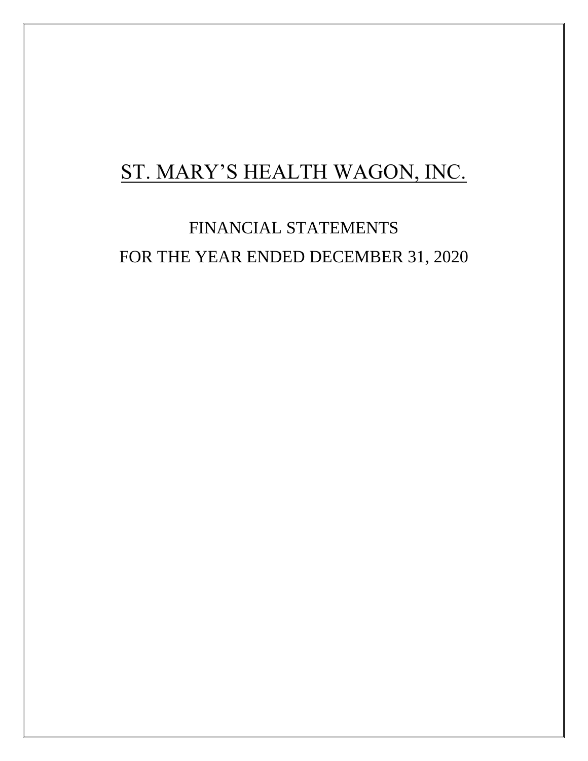# ST. MARY'S HEALTH WAGON, INC.

## FINANCIAL STATEMENTS

## FOR THE YEAR ENDED DECEMBER 31, 2020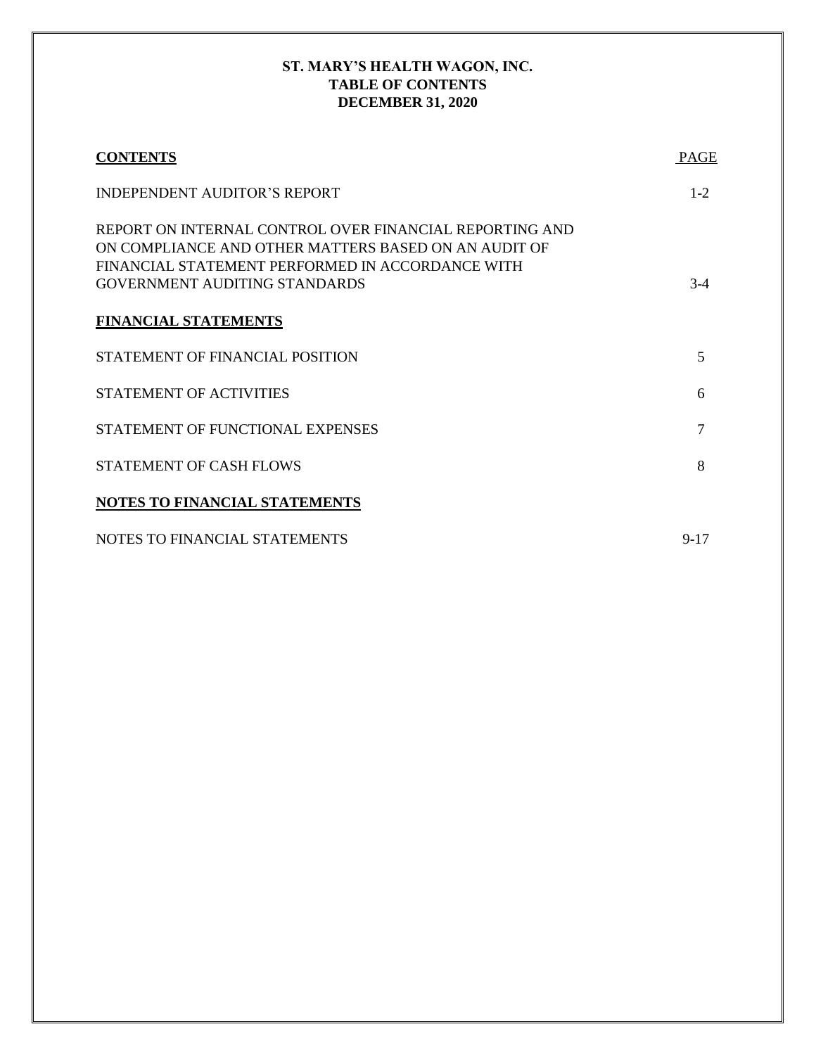# ST. MARY'S HEALTH WAGON, INC.
## TABLE OF CONTENTS
## DECEMBER 31, 2020

| **CONTENTS** | PAGE |
|---|---|
| INDEPENDENT AUDITOR'S REPORT | 1-2 |
| REPORT ON INTERNAL CONTROL OVER FINANCIAL REPORTING AND ON COMPLIANCE AND OTHER MATTERS BASED ON AN AUDIT OF FINANCIAL STATEMENT PERFORMED IN ACCORDANCE WITH GOVERNMENT AUDITING STANDARDS | 3-4 |
| **FINANCIAL STATEMENTS** | |
| STATEMENT OF FINANCIAL POSITION | 5 |
| STATEMENT OF ACTIVITIES | 6 |
| STATEMENT OF FUNCTIONAL EXPENSES | 7 |
| STATEMENT OF CASH FLOWS | 8 |
| **NOTES TO FINANCIAL STATEMENTS** | |
| NOTES TO FINANCIAL STATEMENTS | 9-17 |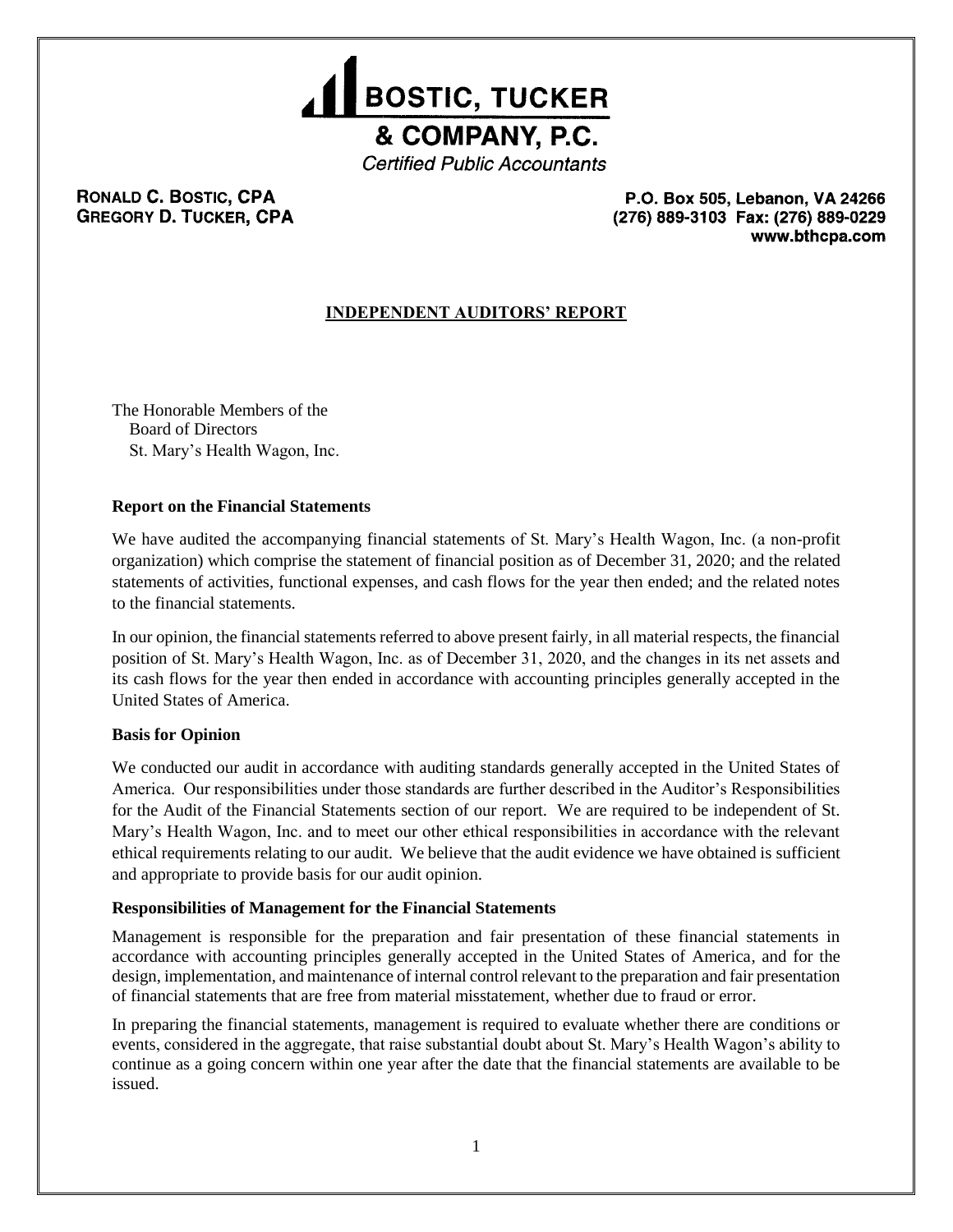**BOSTIC, TUCKER**
**& COMPANY, P.C.**
*Certified Public Accountants*

**RONALD C. BOSTIC, CPA**
**GREGORY D. TUCKER, CPA**

**P.O. Box 505, Lebanon, VA 24266**
**(276) 889-3103 Fax: (276) 889-0229**
**www.bthcpa.com**

## INDEPENDENT AUDITORS' REPORT

The Honorable Members of the
Board of Directors
St. Mary's Health Wagon, Inc.

**Report on the Financial Statements**

We have audited the accompanying financial statements of St. Mary's Health Wagon, Inc. (a non-profit organization) which comprise the statement of financial position as of December 31, 2020; and the related statements of activities, functional expenses, and cash flows for the year then ended; and the related notes to the financial statements.

In our opinion, the financial statements referred to above present fairly, in all material respects, the financial position of St. Mary's Health Wagon, Inc. as of December 31, 2020, and the changes in its net assets and its cash flows for the year then ended in accordance with accounting principles generally accepted in the United States of America.

**Basis for Opinion**

We conducted our audit in accordance with auditing standards generally accepted in the United States of America. Our responsibilities under those standards are further described in the Auditor's Responsibilities for the Audit of the Financial Statements section of our report. We are required to be independent of St. Mary's Health Wagon, Inc. and to meet our other ethical responsibilities in accordance with the relevant ethical requirements relating to our audit. We believe that the audit evidence we have obtained is sufficient and appropriate to provide basis for our audit opinion.

**Responsibilities of Management for the Financial Statements**

Management is responsible for the preparation and fair presentation of these financial statements in accordance with accounting principles generally accepted in the United States of America, and for the design, implementation, and maintenance of internal control relevant to the preparation and fair presentation of financial statements that are free from material misstatement, whether due to fraud or error.

In preparing the financial statements, management is required to evaluate whether there are conditions or events, considered in the aggregate, that raise substantial doubt about St. Mary's Health Wagon's ability to continue as a going concern within one year after the date that the financial statements are available to be issued.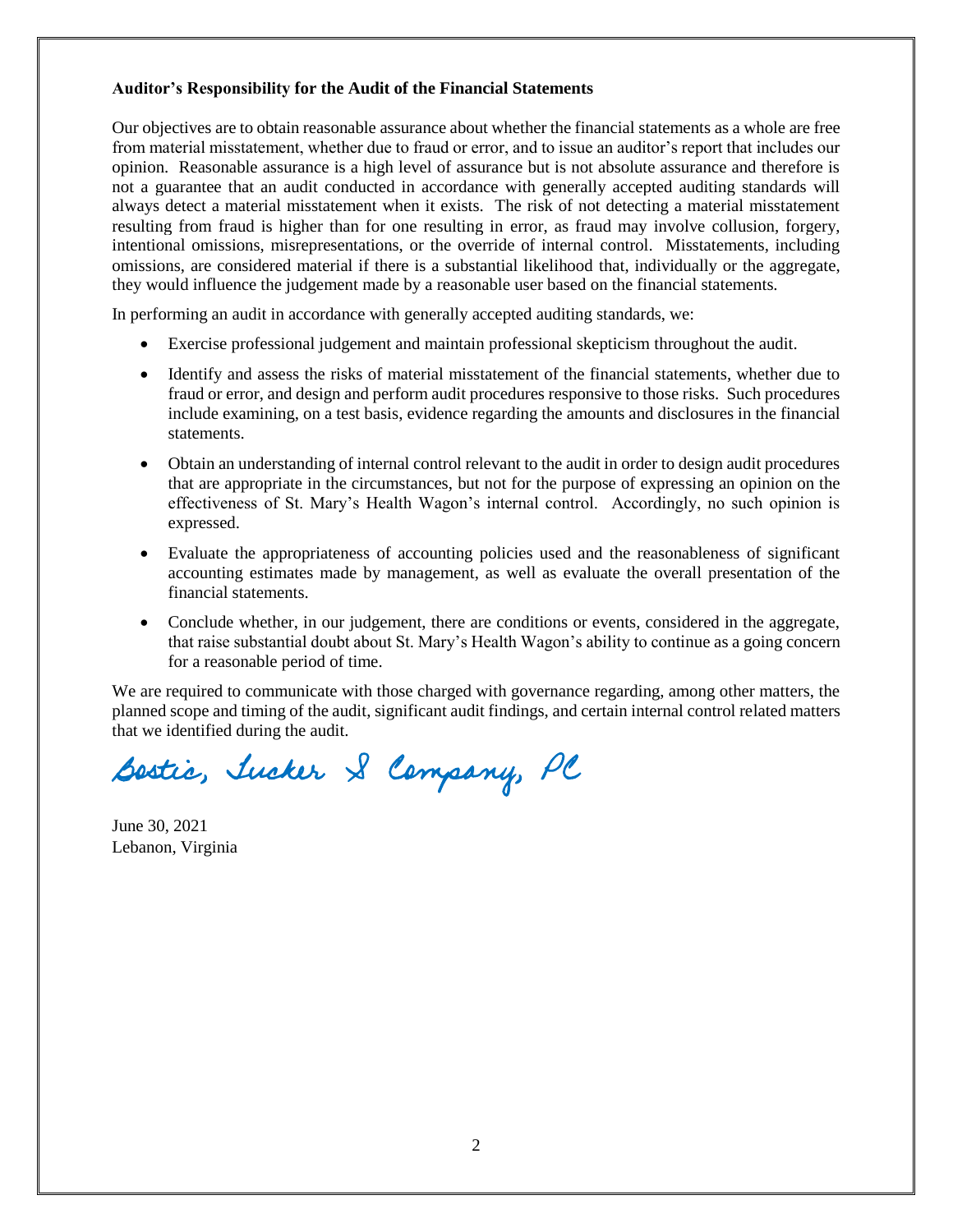**Auditor's Responsibility for the Audit of the Financial Statements**

Our objectives are to obtain reasonable assurance about whether the financial statements as a whole are free from material misstatement, whether due to fraud or error, and to issue an auditor's report that includes our opinion. Reasonable assurance is a high level of assurance but is not absolute assurance and therefore is not a guarantee that an audit conducted in accordance with generally accepted auditing standards will always detect a material misstatement when it exists. The risk of not detecting a material misstatement resulting from fraud is higher than for one resulting in error, as fraud may involve collusion, forgery, intentional omissions, misrepresentations, or the override of internal control. Misstatements, including omissions, are considered material if there is a substantial likelihood that, individually or the aggregate, they would influence the judgement made by a reasonable user based on the financial statements.

In performing an audit in accordance with generally accepted auditing standards, we:

- Exercise professional judgement and maintain professional skepticism throughout the audit.
- Identify and assess the risks of material misstatement of the financial statements, whether due to fraud or error, and design and perform audit procedures responsive to those risks. Such procedures include examining, on a test basis, evidence regarding the amounts and disclosures in the financial statements.
- Obtain an understanding of internal control relevant to the audit in order to design audit procedures that are appropriate in the circumstances, but not for the purpose of expressing an opinion on the effectiveness of St. Mary's Health Wagon's internal control. Accordingly, no such opinion is expressed.
- Evaluate the appropriateness of accounting policies used and the reasonableness of significant accounting estimates made by management, as well as evaluate the overall presentation of the financial statements.
- Conclude whether, in our judgement, there are conditions or events, considered in the aggregate, that raise substantial doubt about St. Mary's Health Wagon's ability to continue as a going concern for a reasonable period of time.

We are required to communicate with those charged with governance regarding, among other matters, the planned scope and timing of the audit, significant audit findings, and certain internal control related matters that we identified during the audit.

*Bostic, Tucker & Company, PC*

June 30, 2021
Lebanon, Virginia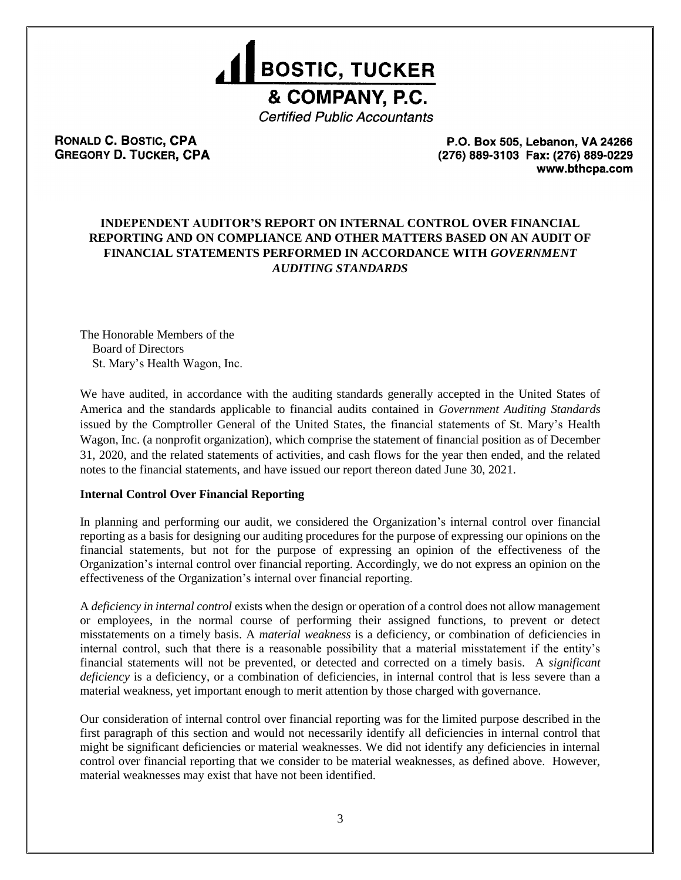**BOSTIC, TUCKER**

**& COMPANY, P.C.**

*Certified Public Accountants*

**RONALD C. BOSTIC, CPA**
**GREGORY D. TUCKER, CPA**

**P.O. Box 505, Lebanon, VA 24266**
**(276) 889-3103 Fax: (276) 889-0229**
**www.bthcpa.com**

## INDEPENDENT AUDITOR'S REPORT ON INTERNAL CONTROL OVER FINANCIAL REPORTING AND ON COMPLIANCE AND OTHER MATTERS BASED ON AN AUDIT OF FINANCIAL STATEMENTS PERFORMED IN ACCORDANCE WITH *GOVERNMENT AUDITING STANDARDS*

The Honorable Members of the
Board of Directors
St. Mary's Health Wagon, Inc.

We have audited, in accordance with the auditing standards generally accepted in the United States of America and the standards applicable to financial audits contained in *Government Auditing Standards* issued by the Comptroller General of the United States, the financial statements of St. Mary's Health Wagon, Inc. (a nonprofit organization), which comprise the statement of financial position as of December 31, 2020, and the related statements of activities, and cash flows for the year then ended, and the related notes to the financial statements, and have issued our report thereon dated June 30, 2021.

**Internal Control Over Financial Reporting**

In planning and performing our audit, we considered the Organization's internal control over financial reporting as a basis for designing our auditing procedures for the purpose of expressing our opinions on the financial statements, but not for the purpose of expressing an opinion of the effectiveness of the Organization's internal control over financial reporting. Accordingly, we do not express an opinion on the effectiveness of the Organization's internal over financial reporting.

A *deficiency in internal control* exists when the design or operation of a control does not allow management or employees, in the normal course of performing their assigned functions, to prevent or detect misstatements on a timely basis. A *material weakness* is a deficiency, or combination of deficiencies in internal control, such that there is a reasonable possibility that a material misstatement if the entity's financial statements will not be prevented, or detected and corrected on a timely basis. A *significant deficiency* is a deficiency, or a combination of deficiencies, in internal control that is less severe than a material weakness, yet important enough to merit attention by those charged with governance.

Our consideration of internal control over financial reporting was for the limited purpose described in the first paragraph of this section and would not necessarily identify all deficiencies in internal control that might be significant deficiencies or material weaknesses. We did not identify any deficiencies in internal control over financial reporting that we consider to be material weaknesses, as defined above. However, material weaknesses may exist that have not been identified.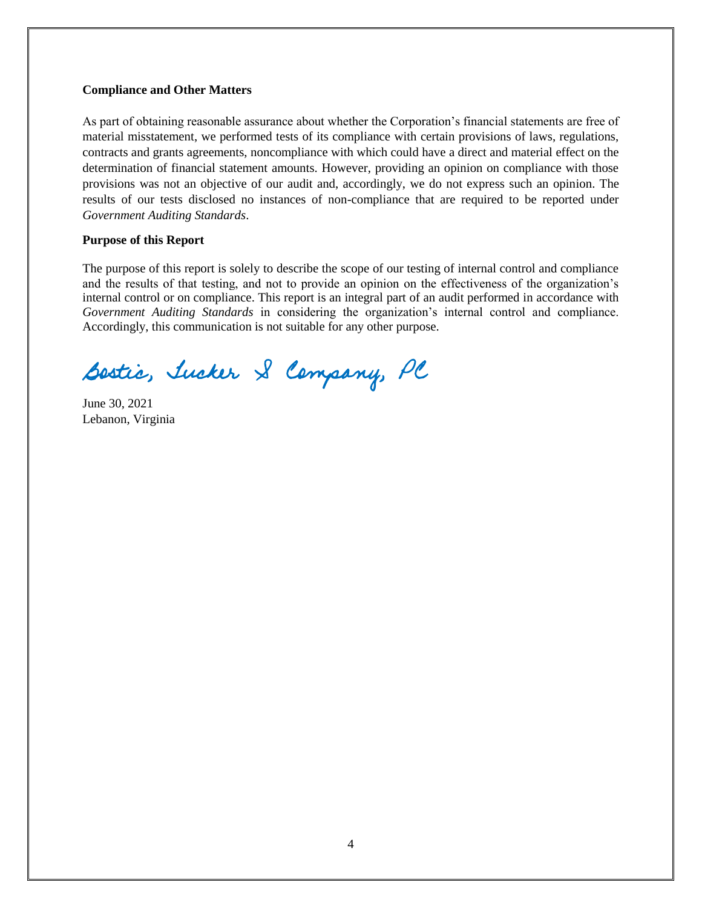**Compliance and Other Matters**

As part of obtaining reasonable assurance about whether the Corporation's financial statements are free of material misstatement, we performed tests of its compliance with certain provisions of laws, regulations, contracts and grants agreements, noncompliance with which could have a direct and material effect on the determination of financial statement amounts. However, providing an opinion on compliance with those provisions was not an objective of our audit and, accordingly, we do not express such an opinion. The results of our tests disclosed no instances of non-compliance that are required to be reported under *Government Auditing Standards*.

**Purpose of this Report**

The purpose of this report is solely to describe the scope of our testing of internal control and compliance and the results of that testing, and not to provide an opinion on the effectiveness of the organization's internal control or on compliance. This report is an integral part of an audit performed in accordance with *Government Auditing Standards* in considering the organization's internal control and compliance. Accordingly, this communication is not suitable for any other purpose.

*Bostic, Tucker & Company, PC*

June 30, 2021
Lebanon, Virginia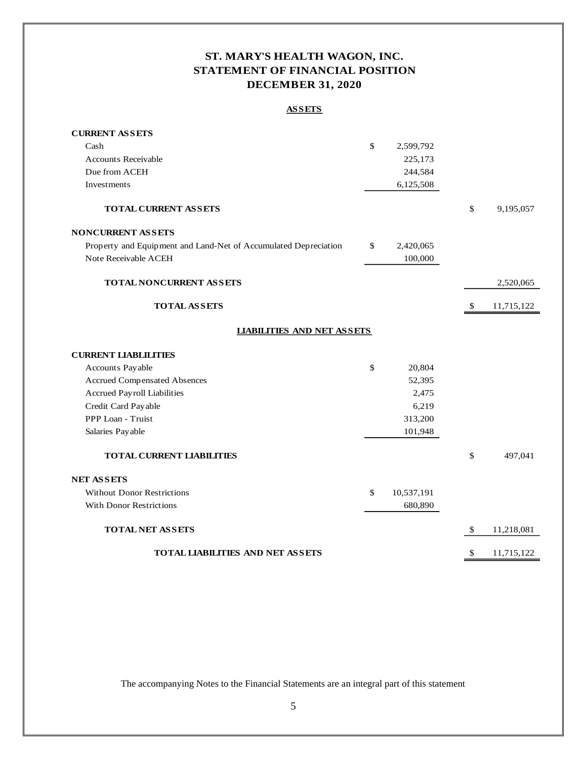# ST. MARY'S HEALTH WAGON, INC.
# STATEMENT OF FINANCIAL POSITION
# DECEMBER 31, 2020

## ASSETS

| | | |
|---|---|---|
| **CURRENT ASSETS** | | |
| Cash | $ 2,599,792 | |
| Accounts Receivable | 225,173 | |
| Due from ACEH | 244,584 | |
| Investments | 6,125,508 | |
| **TOTAL CURRENT ASSETS** | | $ 9,195,057 |
| **NONCURRENT ASSETS** | | |
| Property and Equipment and Land-Net of Accumulated Depreciation | $ 2,420,065 | |
| Note Receivable ACEH | 100,000 | |
| **TOTAL NONCURRENT ASSETS** | | 2,520,065 |
| **TOTAL ASSETS** | | $ 11,715,122 |

## LIABILITIES AND NET ASSETS

| | | |
|---|---|---|
| **CURRENT LIABLILITIES** | | |
| Accounts Payable | $ 20,804 | |
| Accrued Compensated Absences | 52,395 | |
| Accrued Payroll Liabilities | 2,475 | |
| Credit Card Payable | 6,219 | |
| PPP Loan - Truist | 313,200 | |
| Salaries Payable | 101,948 | |
| **TOTAL CURRENT LIABILITIES** | | $ 497,041 |
| **NET ASSETS** | | |
| Without Donor Restrictions | $ 10,537,191 | |
| With Donor Restrictions | 680,890 | |
| **TOTAL NET ASSETS** | | $ 11,218,081 |
| **TOTAL LIABILITIES AND NET ASSETS** | | $ 11,715,122 |

The accompanying Notes to the Financial Statements are an integral part of this statement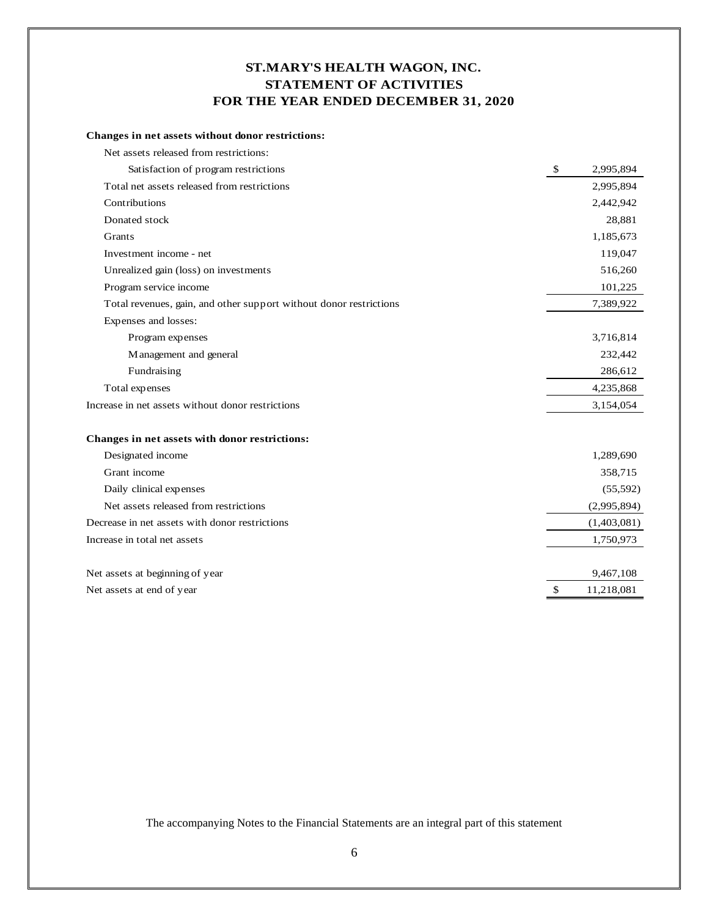# ST.MARY'S HEALTH WAGON, INC.
## STATEMENT OF ACTIVITIES
## FOR THE YEAR ENDED DECEMBER 31, 2020

| | |
|---|---|
| **Changes in net assets without donor restrictions:** | |
| Net assets released from restrictions: | |
| Satisfaction of program restrictions | $ 2,995,894 |
| Total net assets released from restrictions | 2,995,894 |
| Contributions | 2,442,942 |
| Donated stock | 28,881 |
| Grants | 1,185,673 |
| Investment income - net | 119,047 |
| Unrealized gain (loss) on investments | 516,260 |
| Program service income | 101,225 |
| Total revenues, gain, and other support without donor restrictions | 7,389,922 |
| Expenses and losses: | |
| Program expenses | 3,716,814 |
| Management and general | 232,442 |
| Fundraising | 286,612 |
| Total expenses | 4,235,868 |
| Increase in net assets without donor restrictions | 3,154,054 |
| | |
| **Changes in net assets with donor restrictions:** | |
| Designated income | 1,289,690 |
| Grant income | 358,715 |
| Daily clinical expenses | (55,592) |
| Net assets released from restrictions | (2,995,894) |
| Decrease in net assets with donor restrictions | (1,403,081) |
| Increase in total net assets | 1,750,973 |
| | |
| Net assets at beginning of year | 9,467,108 |
| Net assets at end of year | $ 11,218,081 |

The accompanying Notes to the Financial Statements are an integral part of this statement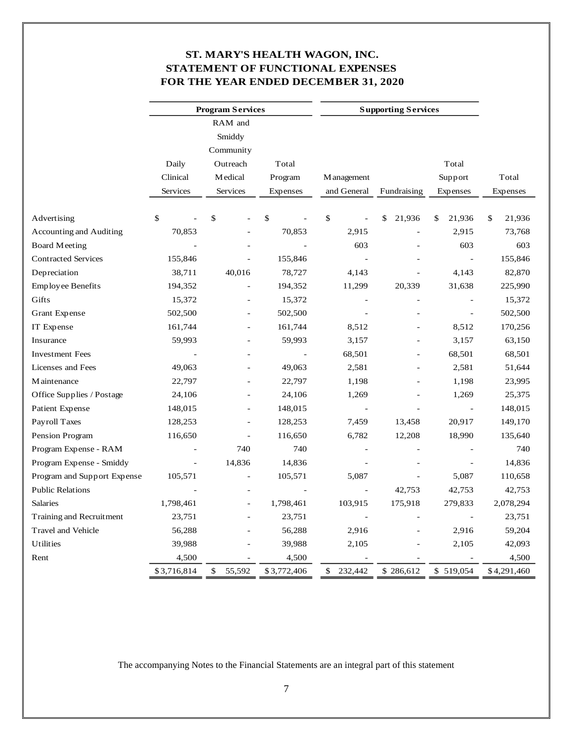# ST. MARY'S HEALTH WAGON, INC.
## STATEMENT OF FUNCTIONAL EXPENSES
## FOR THE YEAR ENDED DECEMBER 31, 2020

| | Program Services | | | Supporting Services | | | |
|---|---|---|---|---|---|---|---|
| | Daily Clinical Services | RAM and Smiddy Community Outreach Medical Services | Total Program Expenses | Management and General | Fundraising | Total Support Expenses | Total Expenses |
| Advertising | $ - | $ - | $ - | $ - | $ 21,936 | $ 21,936 | $ 21,936 |
| Accounting and Auditing | 70,853 | - | 70,853 | 2,915 | - | 2,915 | 73,768 |
| Board Meeting | - | - | - | 603 | - | 603 | 603 |
| Contracted Services | 155,846 | - | 155,846 | - | - | - | 155,846 |
| Depreciation | 38,711 | 40,016 | 78,727 | 4,143 | - | 4,143 | 82,870 |
| Employee Benefits | 194,352 | - | 194,352 | 11,299 | 20,339 | 31,638 | 225,990 |
| Gifts | 15,372 | - | 15,372 | - | - | - | 15,372 |
| Grant Expense | 502,500 | - | 502,500 | - | - | - | 502,500 |
| IT Expense | 161,744 | - | 161,744 | 8,512 | - | 8,512 | 170,256 |
| Insurance | 59,993 | - | 59,993 | 3,157 | - | 3,157 | 63,150 |
| Investment Fees | - | - | - | 68,501 | - | 68,501 | 68,501 |
| Licenses and Fees | 49,063 | - | 49,063 | 2,581 | - | 2,581 | 51,644 |
| Maintenance | 22,797 | - | 22,797 | 1,198 | - | 1,198 | 23,995 |
| Office Supplies / Postage | 24,106 | - | 24,106 | 1,269 | - | 1,269 | 25,375 |
| Patient Expense | 148,015 | - | 148,015 | - | - | - | 148,015 |
| Payroll Taxes | 128,253 | - | 128,253 | 7,459 | 13,458 | 20,917 | 149,170 |
| Pension Program | 116,650 | - | 116,650 | 6,782 | 12,208 | 18,990 | 135,640 |
| Program Expense - RAM | - | 740 | 740 | - | - | - | 740 |
| Program Expense - Smiddy | - | 14,836 | 14,836 | - | - | - | 14,836 |
| Program and Support Expense | 105,571 | - | 105,571 | 5,087 | - | 5,087 | 110,658 |
| Public Relations | - | - | - | - | 42,753 | 42,753 | 42,753 |
| Salaries | 1,798,461 | - | 1,798,461 | 103,915 | 175,918 | 279,833 | 2,078,294 |
| Training and Recruitment | 23,751 | - | 23,751 | - | - | - | 23,751 |
| Travel and Vehicle | 56,288 | - | 56,288 | 2,916 | - | 2,916 | 59,204 |
| Utilities | 39,988 | - | 39,988 | 2,105 | - | 2,105 | 42,093 |
| Rent | 4,500 | - | 4,500 | - | - | - | 4,500 |
| | $3,716,814 | $ 55,592 | $3,772,406 | $ 232,442 | $ 286,612 | $ 519,054 | $4,291,460 |

The accompanying Notes to the Financial Statements are an integral part of this statement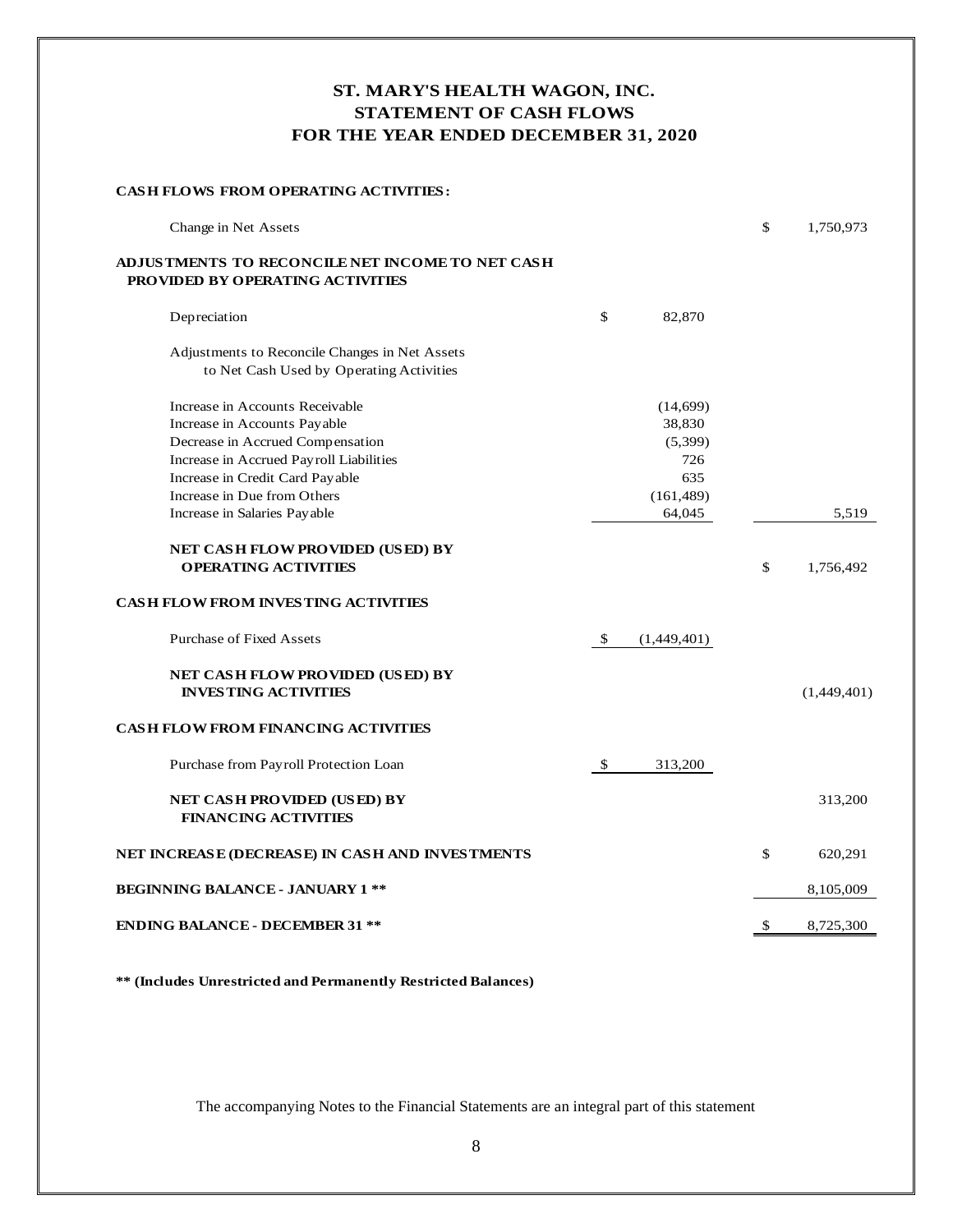# ST. MARY'S HEALTH WAGON, INC.
## STATEMENT OF CASH FLOWS
## FOR THE YEAR ENDED DECEMBER 31, 2020

| | | |
|---|---|---|
| **CASH FLOWS FROM OPERATING ACTIVITIES:** | | |
| Change in Net Assets | | $ 1,750,973 |
| **ADJUSTMENTS TO RECONCILE NET INCOME TO NET CASH PROVIDED BY OPERATING ACTIVITIES** | | |
| Depreciation | $ 82,870 | |
| Adjustments to Reconcile Changes in Net Assets to Net Cash Used by Operating Activities | | |
| Increase in Accounts Receivable | (14,699) | |
| Increase in Accounts Payable | 38,830 | |
| Decrease in Accrued Compensation | (5,399) | |
| Increase in Accrued Payroll Liabilities | 726 | |
| Increase in Credit Card Payable | 635 | |
| Increase in Due from Others | (161,489) | |
| Increase in Salaries Payable | 64,045 | 5,519 |
| **NET CASH FLOW PROVIDED (USED) BY OPERATING ACTIVITIES** | | $ 1,756,492 |
| **CASH FLOW FROM INVESTING ACTIVITIES** | | |
| Purchase of Fixed Assets | $ (1,449,401) | |
| **NET CASH FLOW PROVIDED (USED) BY INVESTING ACTIVITIES** | | (1,449,401) |
| **CASH FLOW FROM FINANCING ACTIVITIES** | | |
| Purchase from Payroll Protection Loan | $ 313,200 | |
| **NET CASH PROVIDED (USED) BY FINANCING ACTIVITIES** | | 313,200 |
| **NET INCREASE (DECREASE) IN CASH AND INVESTMENTS** | | $ 620,291 |
| **BEGINNING BALANCE - JANUARY 1 \*\*** | | 8,105,009 |
| **ENDING BALANCE - DECEMBER 31 \*\*** | | $ 8,725,300 |

**** (Includes Unrestricted and Permanently Restricted Balances)**

The accompanying Notes to the Financial Statements are an integral part of this statement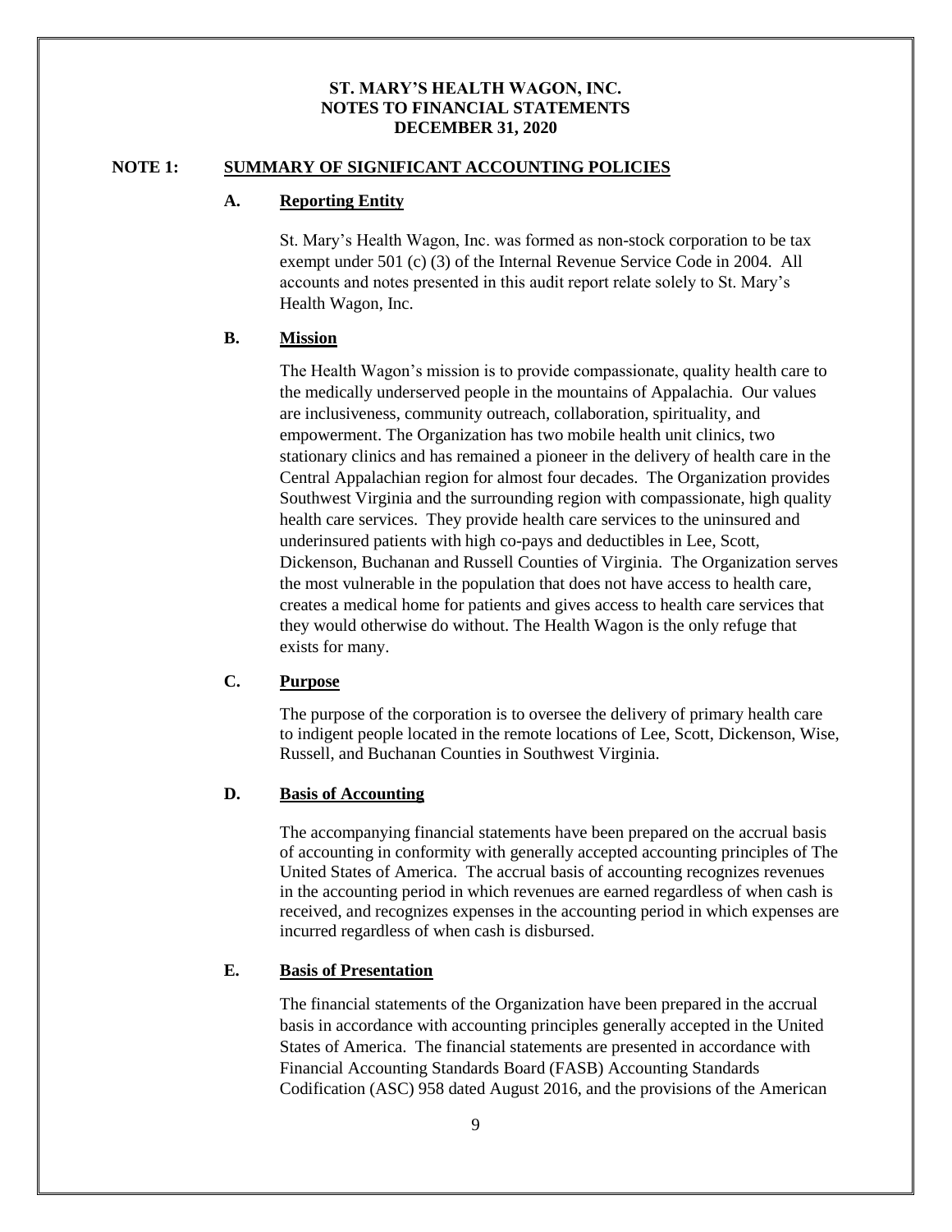**ST. MARY'S HEALTH WAGON, INC.**
**NOTES TO FINANCIAL STATEMENTS**
**DECEMBER 31, 2020**

## NOTE 1: SUMMARY OF SIGNIFICANT ACCOUNTING POLICIES

### A. Reporting Entity

St. Mary's Health Wagon, Inc. was formed as non-stock corporation to be tax exempt under 501 (c) (3) of the Internal Revenue Service Code in 2004. All accounts and notes presented in this audit report relate solely to St. Mary's Health Wagon, Inc.

### B. Mission

The Health Wagon's mission is to provide compassionate, quality health care to the medically underserved people in the mountains of Appalachia. Our values are inclusiveness, community outreach, collaboration, spirituality, and empowerment. The Organization has two mobile health unit clinics, two stationary clinics and has remained a pioneer in the delivery of health care in the Central Appalachian region for almost four decades. The Organization provides Southwest Virginia and the surrounding region with compassionate, high quality health care services. They provide health care services to the uninsured and underinsured patients with high co-pays and deductibles in Lee, Scott, Dickenson, Buchanan and Russell Counties of Virginia. The Organization serves the most vulnerable in the population that does not have access to health care, creates a medical home for patients and gives access to health care services that they would otherwise do without. The Health Wagon is the only refuge that exists for many.

### C. Purpose

The purpose of the corporation is to oversee the delivery of primary health care to indigent people located in the remote locations of Lee, Scott, Dickenson, Wise, Russell, and Buchanan Counties in Southwest Virginia.

### D. Basis of Accounting

The accompanying financial statements have been prepared on the accrual basis of accounting in conformity with generally accepted accounting principles of The United States of America. The accrual basis of accounting recognizes revenues in the accounting period in which revenues are earned regardless of when cash is received, and recognizes expenses in the accounting period in which expenses are incurred regardless of when cash is disbursed.

### E. Basis of Presentation

The financial statements of the Organization have been prepared in the accrual basis in accordance with accounting principles generally accepted in the United States of America. The financial statements are presented in accordance with Financial Accounting Standards Board (FASB) Accounting Standards Codification (ASC) 958 dated August 2016, and the provisions of the American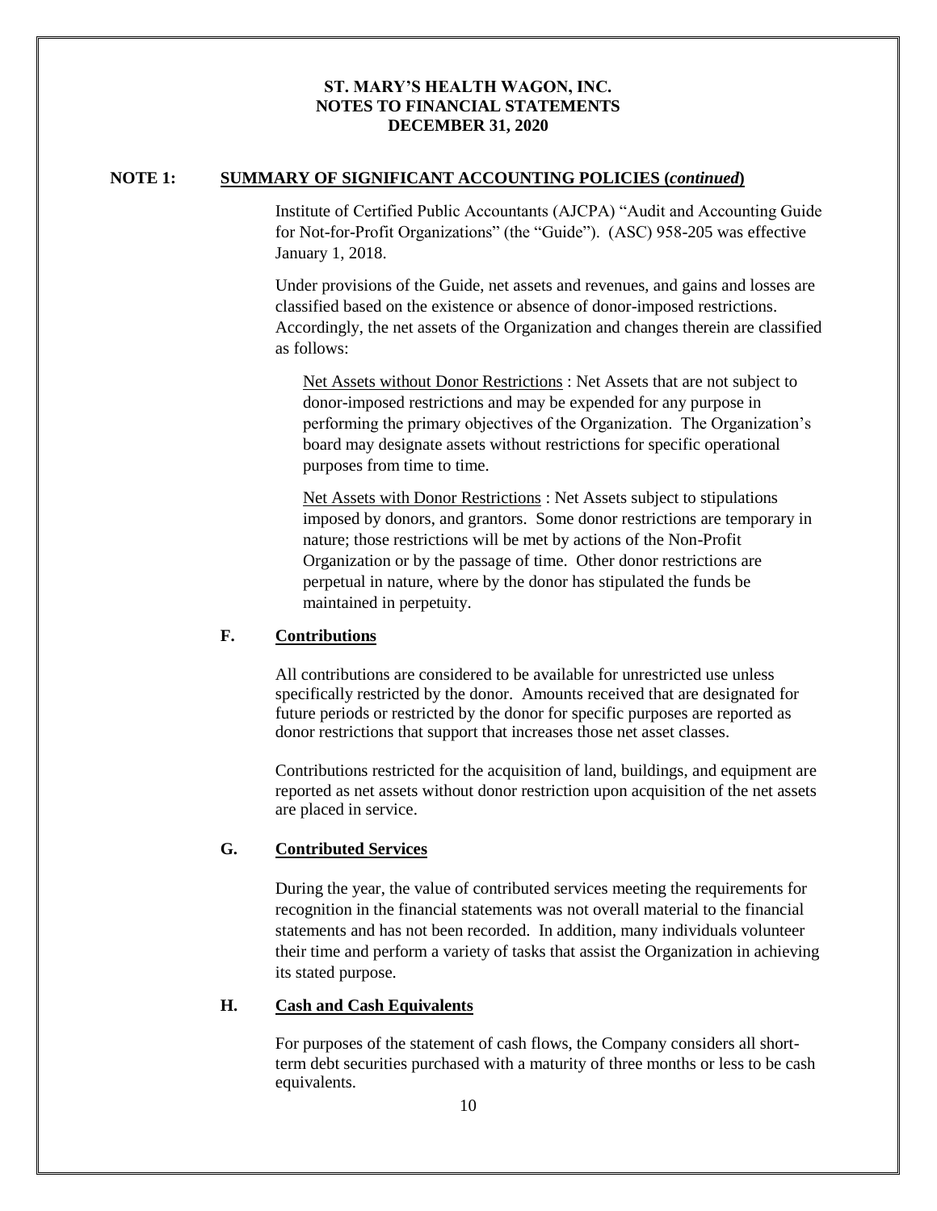**ST. MARY'S HEALTH WAGON, INC.**
**NOTES TO FINANCIAL STATEMENTS**
**DECEMBER 31, 2020**

**NOTE 1: SUMMARY OF SIGNIFICANT ACCOUNTING POLICIES (*continued*)**

Institute of Certified Public Accountants (AJCPA) "Audit and Accounting Guide for Not-for-Profit Organizations" (the "Guide"). (ASC) 958-205 was effective January 1, 2018.

Under provisions of the Guide, net assets and revenues, and gains and losses are classified based on the existence or absence of donor-imposed restrictions. Accordingly, the net assets of the Organization and changes therein are classified as follows:

Net Assets without Donor Restrictions : Net Assets that are not subject to donor-imposed restrictions and may be expended for any purpose in performing the primary objectives of the Organization. The Organization's board may designate assets without restrictions for specific operational purposes from time to time.

Net Assets with Donor Restrictions : Net Assets subject to stipulations imposed by donors, and grantors. Some donor restrictions are temporary in nature; those restrictions will be met by actions of the Non-Profit Organization or by the passage of time. Other donor restrictions are perpetual in nature, where by the donor has stipulated the funds be maintained in perpetuity.

**F. Contributions**

All contributions are considered to be available for unrestricted use unless specifically restricted by the donor. Amounts received that are designated for future periods or restricted by the donor for specific purposes are reported as donor restrictions that support that increases those net asset classes.

Contributions restricted for the acquisition of land, buildings, and equipment are reported as net assets without donor restriction upon acquisition of the net assets are placed in service.

**G. Contributed Services**

During the year, the value of contributed services meeting the requirements for recognition in the financial statements was not overall material to the financial statements and has not been recorded. In addition, many individuals volunteer their time and perform a variety of tasks that assist the Organization in achieving its stated purpose.

**H. Cash and Cash Equivalents**

For purposes of the statement of cash flows, the Company considers all short-term debt securities purchased with a maturity of three months or less to be cash equivalents.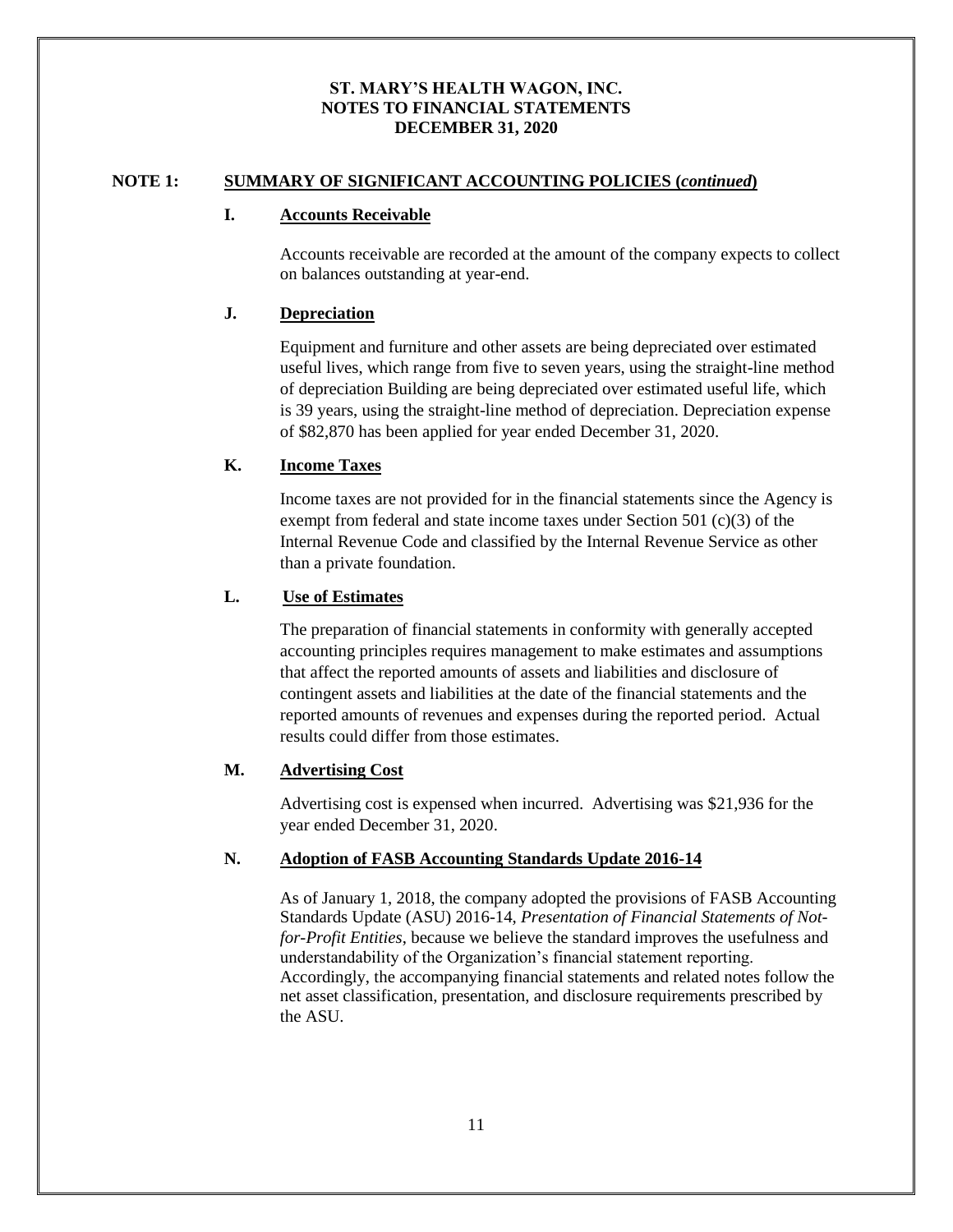**ST. MARY'S HEALTH WAGON, INC.**
**NOTES TO FINANCIAL STATEMENTS**
**DECEMBER 31, 2020**

## NOTE 1: SUMMARY OF SIGNIFICANT ACCOUNTING POLICIES (*continued*)

### I. Accounts Receivable

Accounts receivable are recorded at the amount of the company expects to collect on balances outstanding at year-end.

### J. Depreciation

Equipment and furniture and other assets are being depreciated over estimated useful lives, which range from five to seven years, using the straight-line method of depreciation Building are being depreciated over estimated useful life, which is 39 years, using the straight-line method of depreciation. Depreciation expense of $82,870 has been applied for year ended December 31, 2020.

### K. Income Taxes

Income taxes are not provided for in the financial statements since the Agency is exempt from federal and state income taxes under Section 501 (c)(3) of the Internal Revenue Code and classified by the Internal Revenue Service as other than a private foundation.

### L. Use of Estimates

The preparation of financial statements in conformity with generally accepted accounting principles requires management to make estimates and assumptions that affect the reported amounts of assets and liabilities and disclosure of contingent assets and liabilities at the date of the financial statements and the reported amounts of revenues and expenses during the reported period. Actual results could differ from those estimates.

### M. Advertising Cost

Advertising cost is expensed when incurred. Advertising was $21,936 for the year ended December 31, 2020.

### N. Adoption of FASB Accounting Standards Update 2016-14

As of January 1, 2018, the company adopted the provisions of FASB Accounting Standards Update (ASU) 2016-14, *Presentation of Financial Statements of Not-for-Profit Entities*, because we believe the standard improves the usefulness and understandability of the Organization's financial statement reporting. Accordingly, the accompanying financial statements and related notes follow the net asset classification, presentation, and disclosure requirements prescribed by the ASU.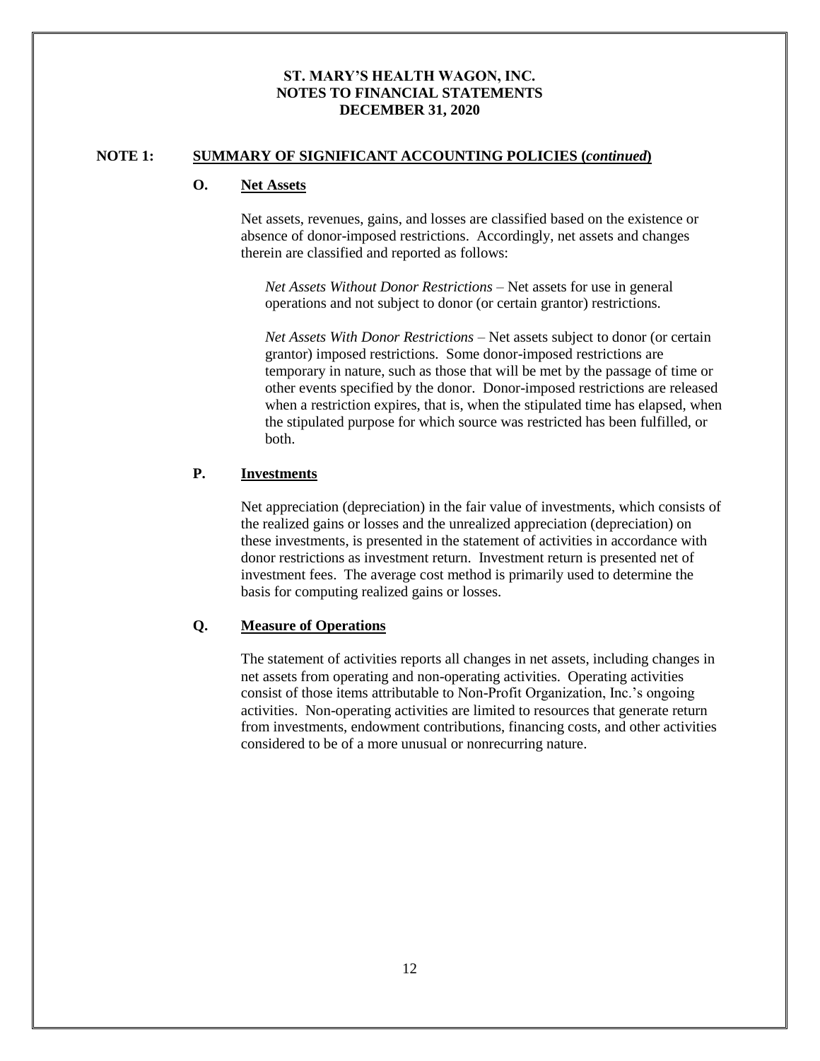**ST. MARY'S HEALTH WAGON, INC.**
**NOTES TO FINANCIAL STATEMENTS**
**DECEMBER 31, 2020**

## NOTE 1: SUMMARY OF SIGNIFICANT ACCOUNTING POLICIES (*continued*)

### O. Net Assets

Net assets, revenues, gains, and losses are classified based on the existence or absence of donor-imposed restrictions. Accordingly, net assets and changes therein are classified and reported as follows:

*Net Assets Without Donor Restrictions* – Net assets for use in general operations and not subject to donor (or certain grantor) restrictions.

*Net Assets With Donor Restrictions* – Net assets subject to donor (or certain grantor) imposed restrictions. Some donor-imposed restrictions are temporary in nature, such as those that will be met by the passage of time or other events specified by the donor. Donor-imposed restrictions are released when a restriction expires, that is, when the stipulated time has elapsed, when the stipulated purpose for which source was restricted has been fulfilled, or both.

### P. Investments

Net appreciation (depreciation) in the fair value of investments, which consists of the realized gains or losses and the unrealized appreciation (depreciation) on these investments, is presented in the statement of activities in accordance with donor restrictions as investment return. Investment return is presented net of investment fees. The average cost method is primarily used to determine the basis for computing realized gains or losses.

### Q. Measure of Operations

The statement of activities reports all changes in net assets, including changes in net assets from operating and non-operating activities. Operating activities consist of those items attributable to Non-Profit Organization, Inc.'s ongoing activities. Non-operating activities are limited to resources that generate return from investments, endowment contributions, financing costs, and other activities considered to be of a more unusual or nonrecurring nature.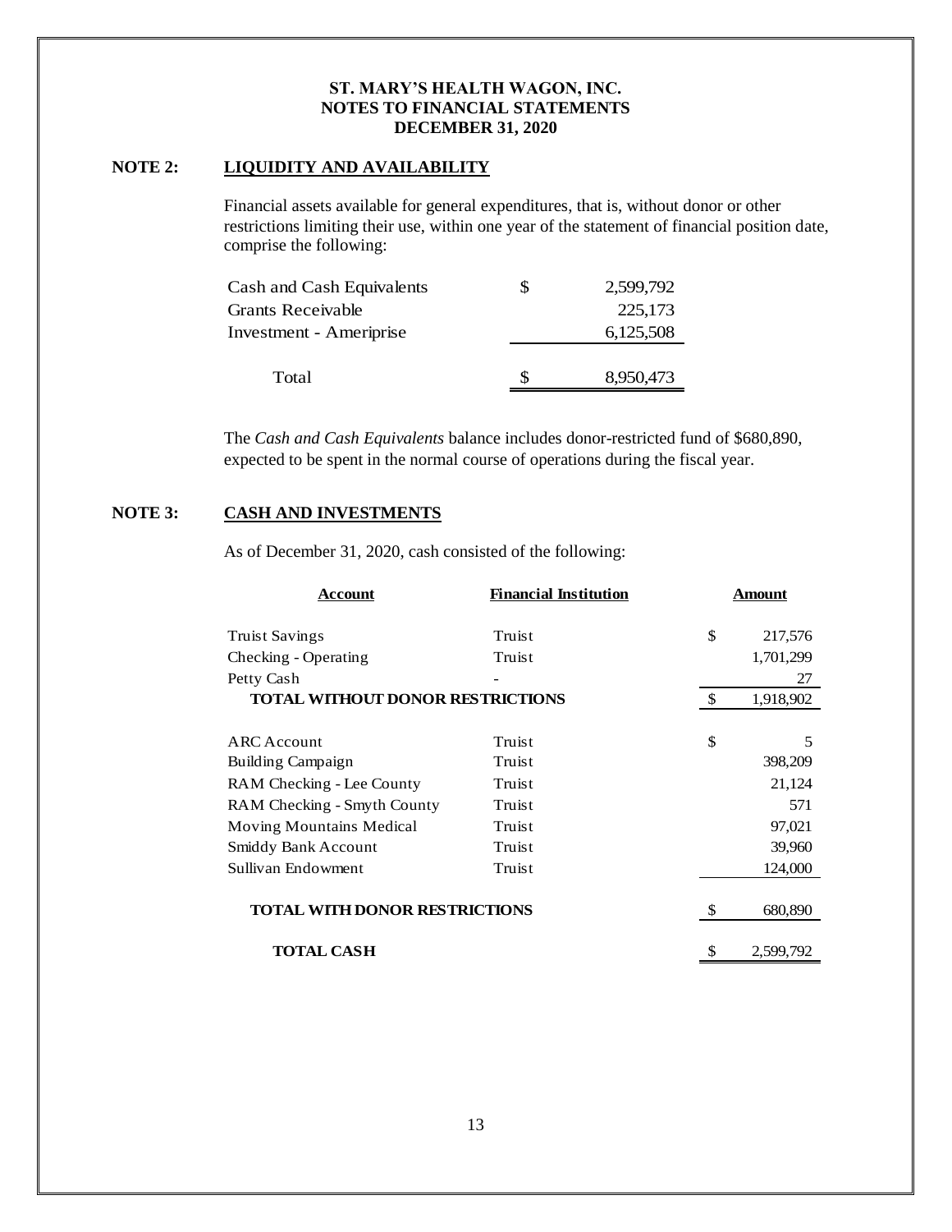**ST. MARY'S HEALTH WAGON, INC.**
**NOTES TO FINANCIAL STATEMENTS**
**DECEMBER 31, 2020**

## NOTE 2: LIQUIDITY AND AVAILABILITY

Financial assets available for general expenditures, that is, without donor or other restrictions limiting their use, within one year of the statement of financial position date, comprise the following:

| | | |
|---|---|---|
| Cash and Cash Equivalents | $ | 2,599,792 |
| Grants Receivable | | 225,173 |
| Investment - Ameriprise | | 6,125,508 |
| Total | $ | 8,950,473 |

The *Cash and Cash Equivalents* balance includes donor-restricted fund of $680,890, expected to be spent in the normal course of operations during the fiscal year.

## NOTE 3: CASH AND INVESTMENTS

As of December 31, 2020, cash consisted of the following:

| Account | Financial Institution | | Amount |
|---|---|---|---|
| Truist Savings | Truist | $ | 217,576 |
| Checking - Operating | Truist | | 1,701,299 |
| Petty Cash | - | | 27 |
| **TOTAL WITHOUT DONOR RESTRICTIONS** | | $ | 1,918,902 |
| ARC Account | Truist | $ | 5 |
| Building Campaign | Truist | | 398,209 |
| RAM Checking - Lee County | Truist | | 21,124 |
| RAM Checking - Smyth County | Truist | | 571 |
| Moving Mountains Medical | Truist | | 97,021 |
| Smiddy Bank Account | Truist | | 39,960 |
| Sullivan Endowment | Truist | | 124,000 |
| **TOTAL WITH DONOR RESTRICTIONS** | | $ | 680,890 |
| **TOTAL CASH** | | $ | 2,599,792 |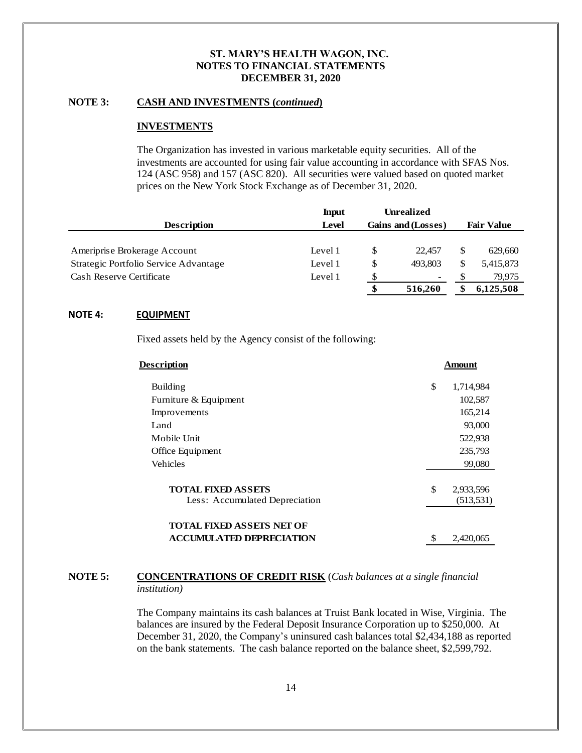**ST. MARY'S HEALTH WAGON, INC.**
**NOTES TO FINANCIAL STATEMENTS**
**DECEMBER 31, 2020**

**NOTE 3: CASH AND INVESTMENTS (*continued*)**

**INVESTMENTS**

The Organization has invested in various marketable equity securities. All of the investments are accounted for using fair value accounting in accordance with SFAS Nos. 124 (ASC 958) and 157 (ASC 820). All securities were valued based on quoted market prices on the New York Stock Exchange as of December 31, 2020.

| Description | Input Level | Unrealized Gains and (Losses) | Fair Value |
|---|---|---|---|
| Ameriprise Brokerage Account | Level 1 | $ 22,457 | $ 629,660 |
| Strategic Portfolio Service Advantage | Level 1 | $ 493,803 | $ 5,415,873 |
| Cash Reserve Certificate | Level 1 | $ - | $ 79,975 |
| | | **$ 516,260** | **$ 6,125,508** |

**NOTE 4: EQUIPMENT**

Fixed assets held by the Agency consist of the following:

| Description | Amount |
|---|---|
| Building | $ 1,714,984 |
| Furniture & Equipment | 102,587 |
| Improvements | 165,214 |
| Land | 93,000 |
| Mobile Unit | 522,938 |
| Office Equipment | 235,793 |
| Vehicles | 99,080 |
| **TOTAL FIXED ASSETS** | $ 2,933,596 |
| Less: Accumulated Depreciation | (513,531) |
| **TOTAL FIXED ASSETS NET OF ACCUMULATED DEPRECIATION** | $ 2,420,065 |

**NOTE 5: CONCENTRATIONS OF CREDIT RISK** (*Cash balances at a single financial institution)*

The Company maintains its cash balances at Truist Bank located in Wise, Virginia. The balances are insured by the Federal Deposit Insurance Corporation up to $250,000. At December 31, 2020, the Company's uninsured cash balances total $2,434,188 as reported on the bank statements. The cash balance reported on the balance sheet, $2,599,792.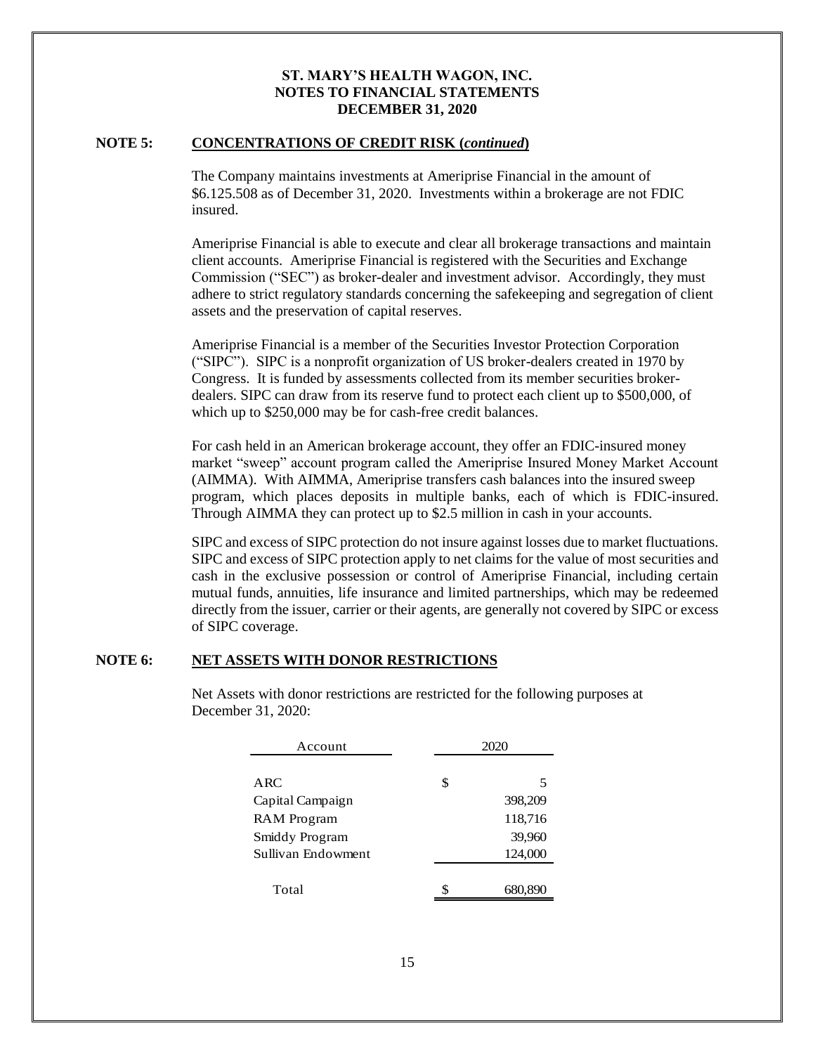**ST. MARY'S HEALTH WAGON, INC.**
**NOTES TO FINANCIAL STATEMENTS**
**DECEMBER 31, 2020**

**NOTE 5: CONCENTRATIONS OF CREDIT RISK (*continued*)**

The Company maintains investments at Ameriprise Financial in the amount of $6.125.508 as of December 31, 2020. Investments within a brokerage are not FDIC insured.

Ameriprise Financial is able to execute and clear all brokerage transactions and maintain client accounts. Ameriprise Financial is registered with the Securities and Exchange Commission ("SEC") as broker-dealer and investment advisor. Accordingly, they must adhere to strict regulatory standards concerning the safekeeping and segregation of client assets and the preservation of capital reserves.

Ameriprise Financial is a member of the Securities Investor Protection Corporation ("SIPC"). SIPC is a nonprofit organization of US broker-dealers created in 1970 by Congress. It is funded by assessments collected from its member securities broker-dealers. SIPC can draw from its reserve fund to protect each client up to $500,000, of which up to $250,000 may be for cash-free credit balances.

For cash held in an American brokerage account, they offer an FDIC-insured money market "sweep" account program called the Ameriprise Insured Money Market Account (AIMMA). With AIMMA, Ameriprise transfers cash balances into the insured sweep program, which places deposits in multiple banks, each of which is FDIC-insured. Through AIMMA they can protect up to $2.5 million in cash in your accounts.

SIPC and excess of SIPC protection do not insure against losses due to market fluctuations. SIPC and excess of SIPC protection apply to net claims for the value of most securities and cash in the exclusive possession or control of Ameriprise Financial, including certain mutual funds, annuities, life insurance and limited partnerships, which may be redeemed directly from the issuer, carrier or their agents, are generally not covered by SIPC or excess of SIPC coverage.

**NOTE 6: NET ASSETS WITH DONOR RESTRICTIONS**

Net Assets with donor restrictions are restricted for the following purposes at December 31, 2020:

| Account | | 2020 |
|---|---|---|
| ARC | $ | 5 |
| Capital Campaign | | 398,209 |
| RAM Program | | 118,716 |
| Smiddy Program | | 39,960 |
| Sullivan Endowment | | 124,000 |
| Total | $ | 680,890 |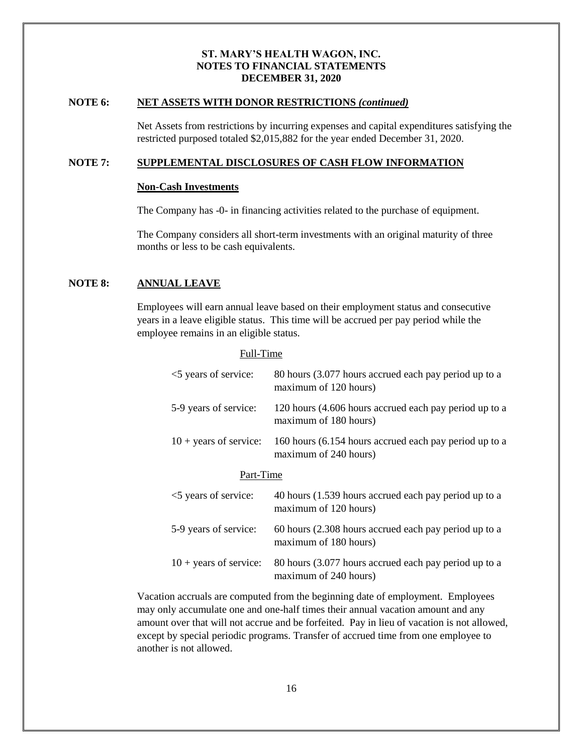**ST. MARY'S HEALTH WAGON, INC.**
**NOTES TO FINANCIAL STATEMENTS**
**DECEMBER 31, 2020**

## NOTE 6: NET ASSETS WITH DONOR RESTRICTIONS *(continued)*

Net Assets from restrictions by incurring expenses and capital expenditures satisfying the restricted purposed totaled $2,015,882 for the year ended December 31, 2020.

## NOTE 7: SUPPLEMENTAL DISCLOSURES OF CASH FLOW INFORMATION

**Non-Cash Investments**

The Company has -0- in financing activities related to the purchase of equipment.

The Company considers all short-term investments with an original maturity of three months or less to be cash equivalents.

## NOTE 8: ANNUAL LEAVE

Employees will earn annual leave based on their employment status and consecutive years in a leave eligible status. This time will be accrued per pay period while the employee remains in an eligible status.

Full-Time

| | |
|---|---|
| <5 years of service: | 80 hours (3.077 hours accrued each pay period up to a maximum of 120 hours) |
| 5-9 years of service: | 120 hours (4.606 hours accrued each pay period up to a maximum of 180 hours) |
| 10 + years of service: | 160 hours (6.154 hours accrued each pay period up to a maximum of 240 hours) |

Part-Time

| | |
|---|---|
| <5 years of service: | 40 hours (1.539 hours accrued each pay period up to a maximum of 120 hours) |
| 5-9 years of service: | 60 hours (2.308 hours accrued each pay period up to a maximum of 180 hours) |
| 10 + years of service: | 80 hours (3.077 hours accrued each pay period up to a maximum of 240 hours) |

Vacation accruals are computed from the beginning date of employment. Employees may only accumulate one and one-half times their annual vacation amount and any amount over that will not accrue and be forfeited. Pay in lieu of vacation is not allowed, except by special periodic programs. Transfer of accrued time from one employee to another is not allowed.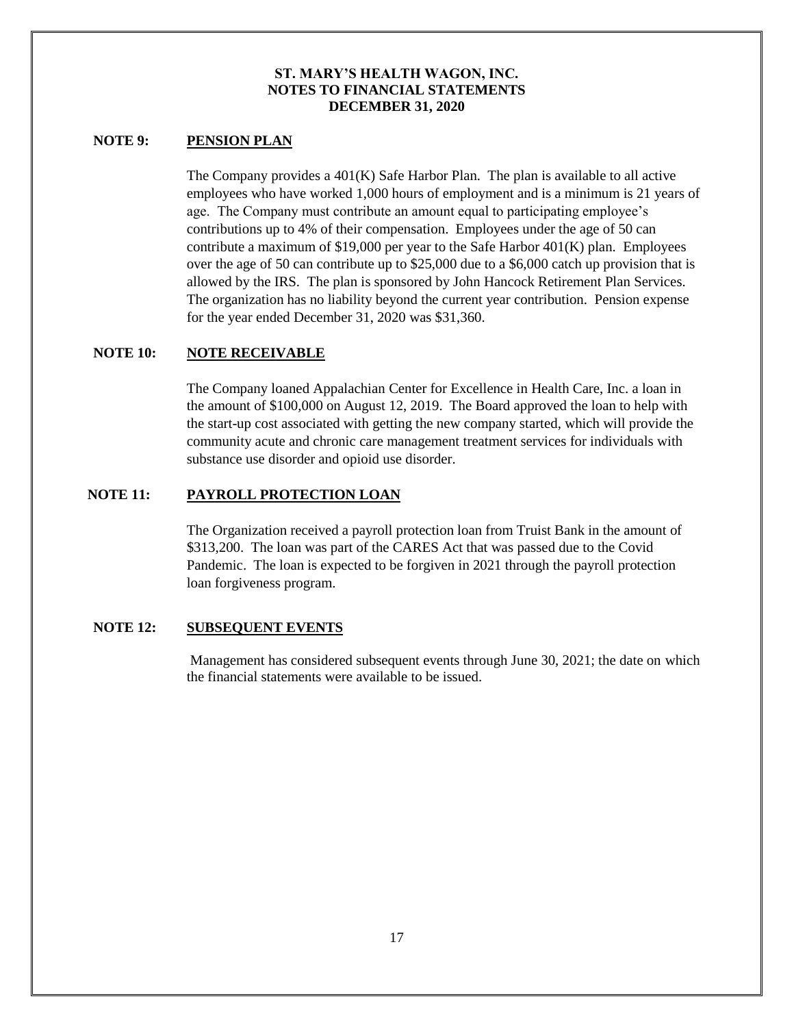**ST. MARY'S HEALTH WAGON, INC.**
**NOTES TO FINANCIAL STATEMENTS**
**DECEMBER 31, 2020**

## NOTE 9: PENSION PLAN

The Company provides a 401(K) Safe Harbor Plan. The plan is available to all active employees who have worked 1,000 hours of employment and is a minimum is 21 years of age. The Company must contribute an amount equal to participating employee's contributions up to 4% of their compensation. Employees under the age of 50 can contribute a maximum of $19,000 per year to the Safe Harbor 401(K) plan. Employees over the age of 50 can contribute up to $25,000 due to a $6,000 catch up provision that is allowed by the IRS. The plan is sponsored by John Hancock Retirement Plan Services. The organization has no liability beyond the current year contribution. Pension expense for the year ended December 31, 2020 was $31,360.

## NOTE 10: NOTE RECEIVABLE

The Company loaned Appalachian Center for Excellence in Health Care, Inc. a loan in the amount of $100,000 on August 12, 2019. The Board approved the loan to help with the start-up cost associated with getting the new company started, which will provide the community acute and chronic care management treatment services for individuals with substance use disorder and opioid use disorder.

## NOTE 11: PAYROLL PROTECTION LOAN

The Organization received a payroll protection loan from Truist Bank in the amount of $313,200. The loan was part of the CARES Act that was passed due to the Covid Pandemic. The loan is expected to be forgiven in 2021 through the payroll protection loan forgiveness program.

## NOTE 12: SUBSEQUENT EVENTS

Management has considered subsequent events through June 30, 2021; the date on which the financial statements were available to be issued.